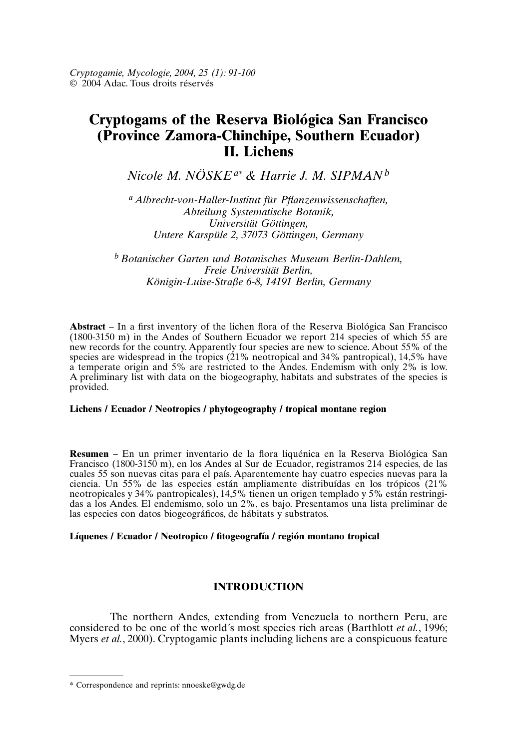*Cryptogamie, Mycologie, 2004, 25 (1): 91-100*
© 2004 Adac. Tous droits réservés

# Cryptogams of the Reserva Biológica San Francisco (Province Zamora-Chinchipe, Southern Ecuador) II. Lichens

*Nicole M. NÖSKE*[a*] *& Harrie J. M. SIPMAN*[b]

[a] *Albrecht-von-Haller-Institut für Pflanzenwissenschaften, Abteilung Systematische Botanik, Universität Göttingen, Untere Karspüle 2, 37073 Göttingen, Germany*

[b] *Botanischer Garten und Botanisches Museum Berlin-Dahlem, Freie Universität Berlin, Königin-Luise-Straße 6-8, 14191 Berlin, Germany*

**Abstract** – In a first inventory of the lichen flora of the Reserva Biológica San Francisco (1800-3150 m) in the Andes of Southern Ecuador we report 214 species of which 55 are new records for the country. Apparently four species are new to science. About 55% of the species are widespread in the tropics (21% neotropical and 34% pantropical), 14,5% have a temperate origin and 5% are restricted to the Andes. Endemism with only 2% is low. A preliminary list with data on the biogeography, habitats and substrates of the species is provided.

**Lichens / Ecuador / Neotropics / phytogeography / tropical montane region**

**Resumen** – En un primer inventario de la flora liquénica en la Reserva Biológica San Francisco (1800-3150 m), en los Andes al Sur de Ecuador, registramos 214 especies, de las cuales 55 son nuevas citas para el país. Aparentemente hay cuatro especies nuevas para la ciencia. Un 55% de las especies están ampliamente distribuídas en los trópicos (21% neotropicales y 34% pantropicales), 14,5% tienen un origen templado y 5% están restringidas a los Andes. El endemismo, solo un 2%, es bajo. Presentamos una lista preliminar de las especies con datos biogeográficos, de hábitats y substratos.

**Líquenes / Ecuador / Neotropico / fitogeografía / región montano tropical**

## INTRODUCTION

The northern Andes, extending from Venezuela to northern Peru, are considered to be one of the world´s most species rich areas (Barthlott *et al.*, 1996; Myers *et al.*, 2000). Cryptogamic plants including lichens are a conspicuous feature

---

\* Correspondence and reprints: nnoeske@gwdg.de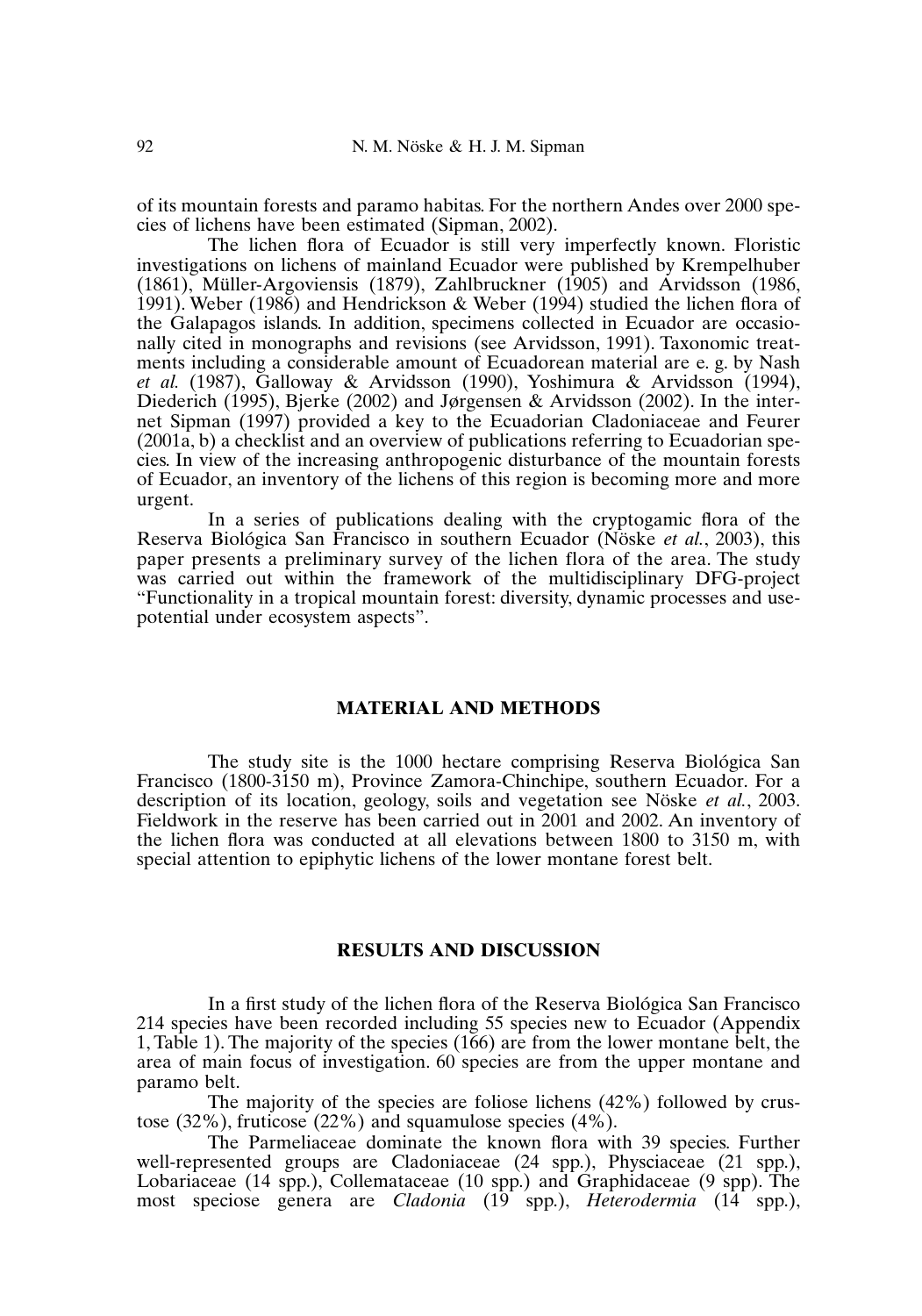of its mountain forests and paramo habitas. For the northern Andes over 2000 species of lichens have been estimated (Sipman, 2002).

The lichen flora of Ecuador is still very imperfectly known. Floristic investigations on lichens of mainland Ecuador were published by Krempelhuber (1861), Müller-Argoviensis (1879), Zahlbruckner (1905) and Arvidsson (1986, 1991). Weber (1986) and Hendrickson & Weber (1994) studied the lichen flora of the Galapagos islands. In addition, specimens collected in Ecuador are occasionally cited in monographs and revisions (see Arvidsson, 1991). Taxonomic treatments including a considerable amount of Ecuadorean material are e. g. by Nash *et al.* (1987), Galloway & Arvidsson (1990), Yoshimura & Arvidsson (1994), Diederich (1995), Bjerke (2002) and Jørgensen & Arvidsson (2002). In the internet Sipman (1997) provided a key to the Ecuadorian Cladoniaceae and Feurer (2001a, b) a checklist and an overview of publications referring to Ecuadorian species. In view of the increasing anthropogenic disturbance of the mountain forests of Ecuador, an inventory of the lichens of this region is becoming more and more urgent.

In a series of publications dealing with the cryptogamic flora of the Reserva Biológica San Francisco in southern Ecuador (Nöske *et al.*, 2003), this paper presents a preliminary survey of the lichen flora of the area. The study was carried out within the framework of the multidisciplinary DFG-project "Functionality in a tropical mountain forest: diversity, dynamic processes and use-potential under ecosystem aspects".

## MATERIAL AND METHODS

The study site is the 1000 hectare comprising Reserva Biológica San Francisco (1800-3150 m), Province Zamora-Chinchipe, southern Ecuador. For a description of its location, geology, soils and vegetation see Nöske *et al.*, 2003. Fieldwork in the reserve has been carried out in 2001 and 2002. An inventory of the lichen flora was conducted at all elevations between 1800 to 3150 m, with special attention to epiphytic lichens of the lower montane forest belt.

## RESULTS AND DISCUSSION

In a first study of the lichen flora of the Reserva Biológica San Francisco 214 species have been recorded including 55 species new to Ecuador (Appendix 1, Table 1). The majority of the species (166) are from the lower montane belt, the area of main focus of investigation. 60 species are from the upper montane and paramo belt.

The majority of the species are foliose lichens (42%) followed by crustose (32%), fruticose (22%) and squamulose species (4%).

The Parmeliaceae dominate the known flora with 39 species. Further well-represented groups are Cladoniaceae (24 spp.), Physciaceae (21 spp.), Lobariaceae (14 spp.), Collemataceae (10 spp.) and Graphidaceae (9 spp). The most speciose genera are *Cladonia* (19 spp.), *Heterodermia* (14 spp.),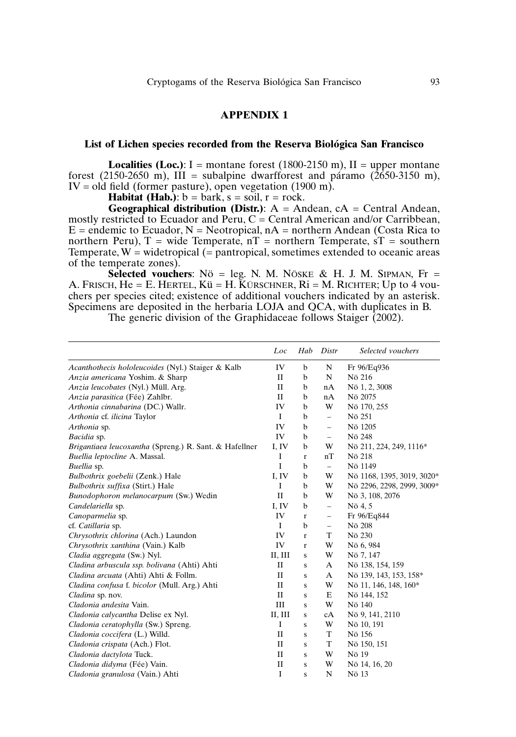## APPENDIX 1

### List of Lichen species recorded from the Reserva Biológica San Francisco

**Localities (Loc.)**: I = montane forest (1800-2150 m), II = upper montane forest (2150-2650 m), III = subalpine dwarfforest and páramo (2650-3150 m), IV = old field (former pasture), open vegetation (1900 m).

**Habitat (Hab.)**: b = bark, s = soil, r = rock.

**Geographical distribution (Distr.)**: A = Andean, cA = Central Andean, mostly restricted to Ecuador and Peru, C = Central American and/or Carribbean, E = endemic to Ecuador, N = Neotropical, nA = northern Andean (Costa Rica to northern Peru), T = wide Temperate, nT = northern Temperate, sT = southern Temperate, W = widetropical (= pantropical, sometimes extended to oceanic areas of the temperate zones).

**Selected vouchers**: Nö = leg. N. M. Nöske & H. J. M. Sipman, Fr = A. Frisch, He = E. Hertel, Kü = H. Kürschner, Ri = M. Richter; Up to 4 vouchers per species cited; existence of additional vouchers indicated by an asterisk. Specimens are deposited in the herbaria LOJA and QCA, with duplicates in B.

The generic division of the Graphidaceae follows Staiger (2002).

| | *Loc* | *Hab* | *Distr* | *Selected vouchers* |
|---|---|---|---|---|
| *Acanthothecis hololeucoides* (Nyl.) Staiger & Kalb | IV | b | N | Fr 96/Eq936 |
| *Anzia americana* Yoshim. & Sharp | II | b | N | Nö 216 |
| *Anzia leucobates* (Nyl.) Müll. Arg. | II | b | nA | Nö 1, 2, 3008 |
| *Anzia parasitica* (Fée) Zahlbr. | II | b | nA | Nö 2075 |
| *Arthonia cinnabarina* (DC.) Wallr. | IV | b | W | Nö 170, 255 |
| *Arthonia* cf. *ilicina* Taylor | I | b | – | Nö 251 |
| *Arthonia* sp. | IV | b | – | Nö 1205 |
| *Bacidia* sp. | IV | b | – | Nö 248 |
| *Brigantiaea leucoxantha* (Spreng.) R. Sant. & Hafellner | I, IV | b | W | Nö 211, 224, 249, 1116* |
| *Buellia leptocline* A. Massal. | I | r | nT | Nö 218 |
| *Buellia* sp. | I | b | – | Nö 1149 |
| *Bulbothrix goebelii* (Zenk.) Hale | I, IV | b | W | Nö 1168, 1395, 3019, 3020* |
| *Bulbothrix suffixa* (Stirt.) Hale | I | b | W | Nö 2296, 2298, 2999, 3009* |
| *Bunodophoron melanocarpum* (Sw.) Wedin | II | b | W | Nö 3, 108, 2076 |
| *Candelariella* sp. | I, IV | b | – | Nö 4, 5 |
| *Canoparmelia* sp. | IV | r | – | Fr 96/Eq844 |
| cf. *Catillaria* sp. | I | b | – | Nö 208 |
| *Chrysothrix chlorina* (Ach.) Laundon | IV | r | T | Nö 230 |
| *Chrysothrix xanthina* (Vain.) Kalb | IV | r | W | Nö 6, 984 |
| *Cladia aggregata* (Sw.) Nyl. | II, III | s | W | Nö 7, 147 |
| *Cladina arbuscula ssp. bolivana* (Ahti) Ahti | II | s | A | Nö 138, 154, 159 |
| *Cladina arcuata* (Ahti) Ahti & Follm. | II | s | A | Nö 139, 143, 153, 158* |
| *Cladina confusa* f. *bicolor* (Mull. Arg.) Ahti | II | s | W | Nö 11, 146, 148, 160* |
| *Cladina* sp. nov. | II | s | E | Nö 144, 152 |
| *Cladonia andesita* Vain. | III | s | W | Nö 140 |
| *Cladonia calycantha* Delise ex Nyl. | II, III | s | cA | Nö 9, 141, 2110 |
| *Cladonia ceratophylla* (Sw.) Spreng. | I | s | W | Nö 10, 191 |
| *Cladonia coccifera* (L.) Willd. | II | s | T | Nö 156 |
| *Cladonia crispata* (Ach.) Flot. | II | s | T | Nö 150, 151 |
| *Cladonia dactylota* Tuck. | II | s | W | Nö 19 |
| *Cladonia didyma* (Fée) Vain. | II | s | W | Nö 14, 16, 20 |
| *Cladonia granulosa* (Vain.) Ahti | I | s | N | Nö 13 |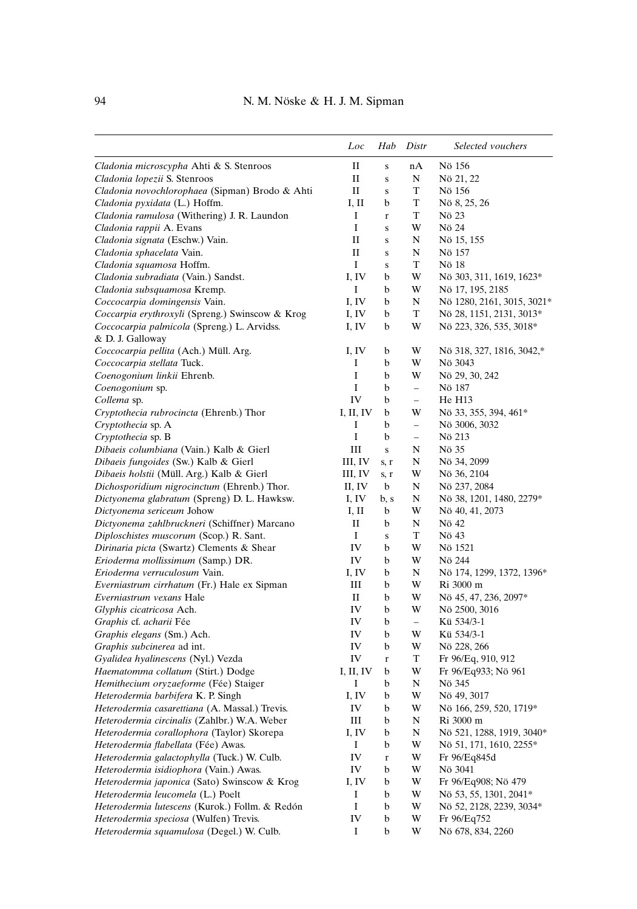| | *Loc* | *Hab* | *Distr* | *Selected vouchers* |
|---|---|---|---|---|
| *Cladonia microscypha* Ahti & S. Stenroos | II | s | nA | Nö 156 |
| *Cladonia lopezii* S. Stenroos | II | s | N | Nö 21, 22 |
| *Cladonia novochlorophaea* (Sipman) Brodo & Ahti | II | s | T | Nö 156 |
| *Cladonia pyxidata* (L.) Hoffm. | I, II | b | T | Nö 8, 25, 26 |
| *Cladonia ramulosa* (Withering) J. R. Laundon | I | r | T | Nö 23 |
| *Cladonia rappii* A. Evans | I | s | W | Nö 24 |
| *Cladonia signata* (Eschw.) Vain. | II | s | N | Nö 15, 155 |
| *Cladonia sphacelata* Vain. | II | s | N | Nö 157 |
| *Cladonia squamosa* Hoffm. | I | s | T | Nö 18 |
| *Cladonia subradiata* (Vain.) Sandst. | I, IV | b | W | Nö 303, 311, 1619, 1623* |
| *Cladonia subsquamosa* Kremp. | I | b | W | Nö 17, 195, 2185 |
| *Coccocarpia domingensis* Vain. | I, IV | b | N | Nö 1280, 2161, 3015, 3021* |
| *Coccarpia erythroxyli* (Spreng.) Swinscow & Krog | I, IV | b | T | Nö 28, 1151, 2131, 3013* |
| *Coccocarpia palmicola* (Spreng.) L. Arvidss. & D. J. Galloway | I, IV | b | W | Nö 223, 326, 535, 3018* |
| *Coccocarpia pellita* (Ach.) Müll. Arg. | I, IV | b | W | Nö 318, 327, 1816, 3042,* |
| *Coccocarpia stellata* Tuck. | I | b | W | Nö 3043 |
| *Coenogonium linkii* Ehrenb. | I | b | W | Nö 29, 30, 242 |
| *Coenogonium* sp. | I | b | – | Nö 187 |
| *Collema* sp. | IV | b | – | He H13 |
| *Cryptothecia rubrocincta* (Ehrenb.) Thor | I, II, IV | b | W | Nö 33, 355, 394, 461* |
| *Cryptothecia* sp. A | I | b | – | Nö 3006, 3032 |
| *Cryptothecia* sp. B | I | b | – | Nö 213 |
| *Dibaeis columbiana* (Vain.) Kalb & Gierl | III | s | N | Nö 35 |
| *Dibaeis fungoides* (Sw.) Kalb & Gierl | III, IV | s, r | N | Nö 34, 2099 |
| *Dibaeis holstii* (Müll. Arg.) Kalb & Gierl | III, IV | s, r | W | Nö 36, 2104 |
| *Dichosporidium nigrocinctum* (Ehrenb.) Thor. | II, IV | b | N | Nö 237, 2084 |
| *Dictyonema glabratum* (Spreng) D. L. Hawksw. | I, IV | b, s | N | Nö 38, 1201, 1480, 2279* |
| *Dictyonema sericeum* Johow | I, II | b | W | Nö 40, 41, 2073 |
| *Dictyonema zahlbruckneri* (Schiffner) Marcano | II | b | N | Nö 42 |
| *Diploschistes muscorum* (Scop.) R. Sant. | I | s | T | Nö 43 |
| *Dirinaria picta* (Swartz) Clements & Shear | IV | b | W | Nö 1521 |
| *Erioderma mollissimum* (Samp.) DR. | IV | b | W | Nö 244 |
| *Erioderma verruculosum* Vain. | I, IV | b | N | Nö 174, 1299, 1372, 1396* |
| *Everniastrum cirrhatum* (Fr.) Hale ex Sipman | III | b | W | Ri 3000 m |
| *Everniastrum vexans* Hale | II | b | W | Nö 45, 47, 236, 2097* |
| *Glyphis cicatricosa* Ach. | IV | b | W | Nö 2500, 3016 |
| *Graphis* cf. *acharii* Fée | IV | b | – | Kü 534/3-1 |
| *Graphis elegans* (Sm.) Ach. | IV | b | W | Kü 534/3-1 |
| *Graphis subcinerea* ad int. | IV | b | W | Nö 228, 266 |
| *Gyalidea hyalinescens* (Nyl.) Vezda | IV | r | T | Fr 96/Eq, 910, 912 |
| *Haematomma collatum* (Stirt.) Dodge | I, II, IV | b | W | Fr 96/Eq933; Nö 961 |
| *Hemithecium oryzaeforme* (Fée) Staiger | I | b | N | Nö 345 |
| *Heterodermia barbifera* K. P. Singh | I, IV | b | W | Nö 49, 3017 |
| *Heterodermia casarettiana* (A. Massal.) Trevis. | IV | b | W | Nö 166, 259, 520, 1719* |
| *Heterodermia circinalis* (Zahlbr.) W.A. Weber | III | b | N | Ri 3000 m |
| *Heterodermia corallophora* (Taylor) Skorepa | I, IV | b | N | Nö 521, 1288, 1919, 3040* |
| *Heterodermia flabellata* (Fée) Awas. | I | b | W | Nö 51, 171, 1610, 2255* |
| *Heterodermia galactophylla* (Tuck.) W. Culb. | IV | r | W | Fr 96/Eq845d |
| *Heterodermia isidiophora* (Vain.) Awas. | IV | b | W | Nö 3041 |
| *Heterodermia japonica* (Sato) Swinscow & Krog | I, IV | b | W | Fr 96/Eq908; Nö 479 |
| *Heterodermia leucomela* (L.) Poelt | I | b | W | Nö 53, 55, 1301, 2041* |
| *Heterodermia lutescens* (Kurok.) Follm. & Redón | I | b | W | Nö 52, 2128, 2239, 3034* |
| *Heterodermia speciosa* (Wulfen) Trevis. | IV | b | W | Fr 96/Eq752 |
| *Heterodermia squamulosa* (Degel.) W. Culb. | I | b | W | Nö 678, 834, 2260 |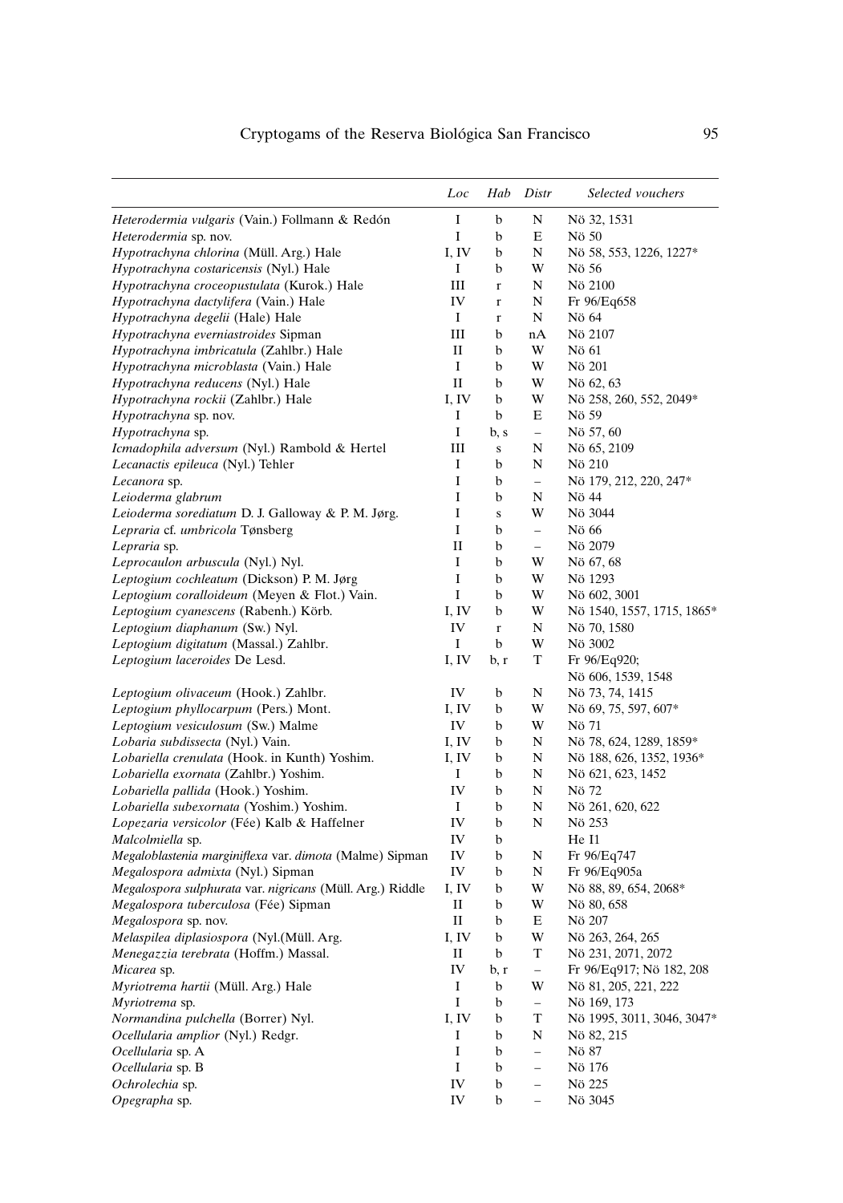| | Loc | Hab | Distr | Selected vouchers |
|---|---|---|---|---|
| *Heterodermia vulgaris* (Vain.) Follmann & Redón | I | b | N | Nö 32, 1531 |
| *Heterodermia* sp. nov. | I | b | E | Nö 50 |
| *Hypotrachyna chlorina* (Müll. Arg.) Hale | I, IV | b | N | Nö 58, 553, 1226, 1227* |
| *Hypotrachyna costaricensis* (Nyl.) Hale | I | b | W | Nö 56 |
| *Hypotrachyna croceopustulata* (Kurok.) Hale | III | r | N | Nö 2100 |
| *Hypotrachyna dactylifera* (Vain.) Hale | IV | r | N | Fr 96/Eq658 |
| *Hypotrachyna degelii* (Hale) Hale | I | r | N | Nö 64 |
| *Hypotrachyna everniastroides* Sipman | III | b | nA | Nö 2107 |
| *Hypotrachyna imbricatula* (Zahlbr.) Hale | II | b | W | Nö 61 |
| *Hypotrachyna microblasta* (Vain.) Hale | I | b | W | Nö 201 |
| *Hypotrachyna reducens* (Nyl.) Hale | II | b | W | Nö 62, 63 |
| *Hypotrachyna rockii* (Zahlbr.) Hale | I, IV | b | W | Nö 258, 260, 552, 2049* |
| *Hypotrachyna* sp. nov. | I | b | E | Nö 59 |
| *Hypotrachyna* sp. | I | b, s | – | Nö 57, 60 |
| *Icmadophila adversum* (Nyl.) Rambold & Hertel | III | s | N | Nö 65, 2109 |
| *Lecanactis epileuca* (Nyl.) Tehler | I | b | N | Nö 210 |
| *Lecanora* sp. | I | b | – | Nö 179, 212, 220, 247* |
| *Leioderma glabrum* | I | b | N | Nö 44 |
| *Leioderma sorediatum* D. J. Galloway & P. M. Jørg. | I | s | W | Nö 3044 |
| *Lepraria* cf. *umbricola* Tønsberg | I | b | – | Nö 66 |
| *Lepraria* sp. | II | b | – | Nö 2079 |
| *Leprocaulon arbuscula* (Nyl.) Nyl. | I | b | W | Nö 67, 68 |
| *Leptogium cochleatum* (Dickson) P. M. Jørg | I | b | W | Nö 1293 |
| *Leptogium coralloideum* (Meyen & Flot.) Vain. | I | b | W | Nö 602, 3001 |
| *Leptogium cyanescens* (Rabenh.) Körb. | I, IV | b | W | Nö 1540, 1557, 1715, 1865* |
| *Leptogium diaphanum* (Sw.) Nyl. | IV | r | N | Nö 70, 1580 |
| *Leptogium digitatum* (Massal.) Zahlbr. | I | b | W | Nö 3002 |
| *Leptogium laceroides* De Lesd. | I, IV | b, r | T | Fr 96/Eq920; Nö 606, 1539, 1548 |
| *Leptogium olivaceum* (Hook.) Zahlbr. | IV | b | N | Nö 73, 74, 1415 |
| *Leptogium phyllocarpum* (Pers.) Mont. | I, IV | b | W | Nö 69, 75, 597, 607* |
| *Leptogium vesiculosum* (Sw.) Malme | IV | b | W | Nö 71 |
| *Lobaria subdissecta* (Nyl.) Vain. | I, IV | b | N | Nö 78, 624, 1289, 1859* |
| *Lobariella crenulata* (Hook. in Kunth) Yoshim. | I, IV | b | N | Nö 188, 626, 1352, 1936* |
| *Lobariella exornata* (Zahlbr.) Yoshim. | I | b | N | Nö 621, 623, 1452 |
| *Lobariella pallida* (Hook.) Yoshim. | IV | b | N | Nö 72 |
| *Lobariella subexornata* (Yoshim.) Yoshim. | I | b | N | Nö 261, 620, 622 |
| *Lopezaria versicolor* (Fée) Kalb & Haffelner | IV | b | N | Nö 253 |
| *Malcolmiella* sp. | IV | b | | He I1 |
| *Megaloblastenia marginiflexa* var. *dimota* (Malme) Sipman | IV | b | N | Fr 96/Eq747 |
| *Megalospora admixta* (Nyl.) Sipman | IV | b | N | Fr 96/Eq905a |
| *Megalospora sulphurata* var. *nigricans* (Müll. Arg.) Riddle | I, IV | b | W | Nö 88, 89, 654, 2068* |
| *Megalospora tuberculosa* (Fée) Sipman | II | b | W | Nö 80, 658 |
| *Megalospora* sp. nov. | II | b | E | Nö 207 |
| *Melaspilea diplasiospora* (Nyl.(Müll. Arg. | I, IV | b | W | Nö 263, 264, 265 |
| *Menegazzia terebrata* (Hoffm.) Massal. | II | b | T | Nö 231, 2071, 2072 |
| *Micarea* sp. | IV | b, r | – | Fr 96/Eq917; Nö 182, 208 |
| *Myriotrema hartii* (Müll. Arg.) Hale | I | b | W | Nö 81, 205, 221, 222 |
| *Myriotrema* sp. | I | b | – | Nö 169, 173 |
| *Normandina pulchella* (Borrer) Nyl. | I, IV | b | T | Nö 1995, 3011, 3046, 3047* |
| *Ocellularia amplior* (Nyl.) Redgr. | I | b | N | Nö 82, 215 |
| *Ocellularia* sp. A | I | b | – | Nö 87 |
| *Ocellularia* sp. B | I | b | – | Nö 176 |
| *Ochrolechia* sp. | IV | b | – | Nö 225 |
| *Opegrapha* sp. | IV | b | – | Nö 3045 |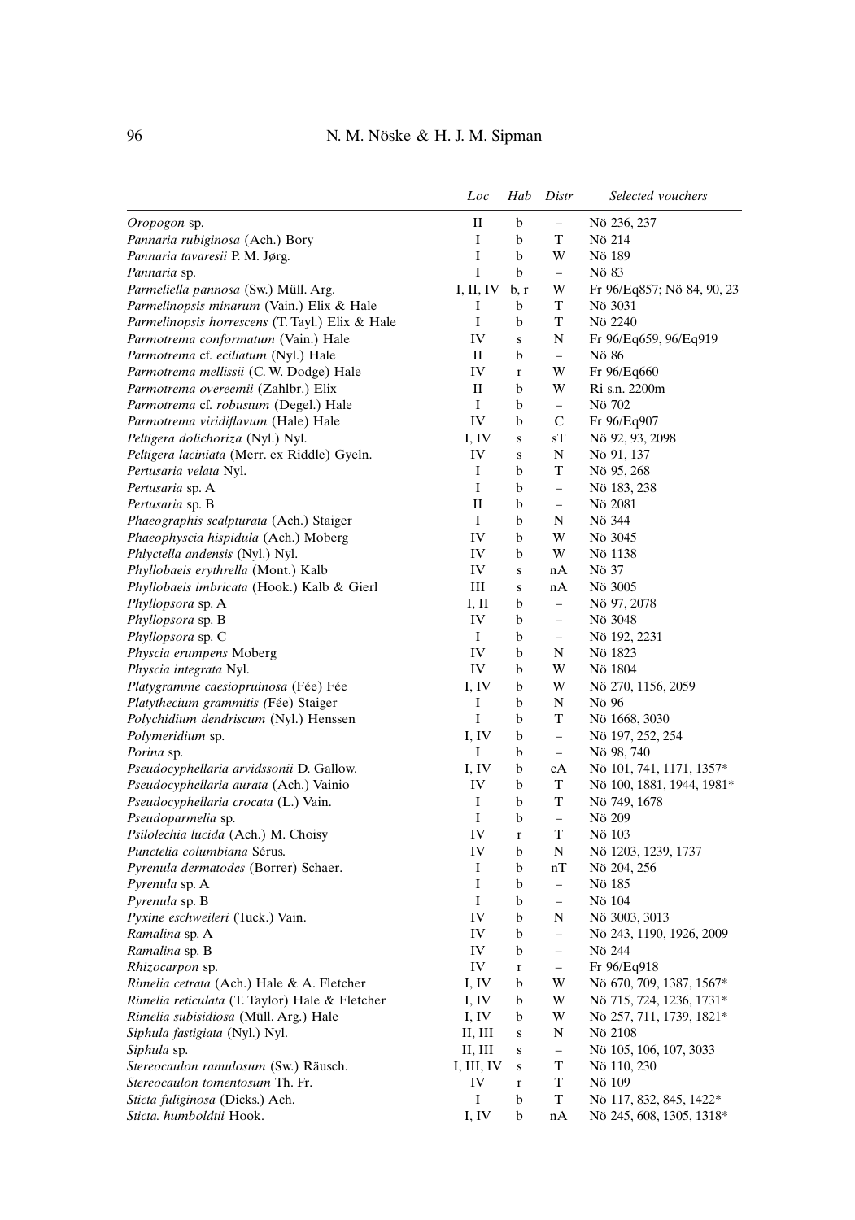| | *Loc* | *Hab* | *Distr* | *Selected vouchers* |
|---|---|---|---|---|
| *Oropogon* sp. | II | b | – | Nö 236, 237 |
| *Pannaria rubiginosa* (Ach.) Bory | I | b | T | Nö 214 |
| *Pannaria tavaresii* P. M. Jørg. | I | b | W | Nö 189 |
| *Pannaria* sp. | I | b | – | Nö 83 |
| *Parmeliella pannosa* (Sw.) Müll. Arg. | I, II, IV | b, r | W | Fr 96/Eq857; Nö 84, 90, 23 |
| *Parmelinopsis minarum* (Vain.) Elix & Hale | I | b | T | Nö 3031 |
| *Parmelinopsis horrescens* (T. Tayl.) Elix & Hale | I | b | T | Nö 2240 |
| *Parmotrema conformatum* (Vain.) Hale | IV | s | N | Fr 96/Eq659, 96/Eq919 |
| *Parmotrema* cf. *eciliatum* (Nyl.) Hale | II | b | – | Nö 86 |
| *Parmotrema mellissii* (C. W. Dodge) Hale | IV | r | W | Fr 96/Eq660 |
| *Parmotrema overeemii* (Zahlbr.) Elix | II | b | W | Ri s.n. 2200m |
| *Parmotrema* cf. *robustum* (Degel.) Hale | I | b | – | Nö 702 |
| *Parmotrema viridiflavum* (Hale) Hale | IV | b | C | Fr 96/Eq907 |
| *Peltigera dolichoriza* (Nyl.) Nyl. | I, IV | s | sT | Nö 92, 93, 2098 |
| *Peltigera laciniata* (Merr. ex Riddle) Gyeln. | IV | s | N | Nö 91, 137 |
| *Pertusaria velata* Nyl. | I | b | T | Nö 95, 268 |
| *Pertusaria* sp. A | I | b | – | Nö 183, 238 |
| *Pertusaria* sp. B | II | b | – | Nö 2081 |
| *Phaeographis scalpturata* (Ach.) Staiger | I | b | N | Nö 344 |
| *Phaeophyscia hispidula* (Ach.) Moberg | IV | b | W | Nö 3045 |
| *Phlyctella andensis* (Nyl.) Nyl. | IV | b | W | Nö 1138 |
| *Phyllobaeis erythrella* (Mont.) Kalb | IV | s | nA | Nö 37 |
| *Phyllobaeis imbricata* (Hook.) Kalb & Gierl | III | s | nA | Nö 3005 |
| *Phyllopsora* sp. A | I, II | b | – | Nö 97, 2078 |
| *Phyllopsora* sp. B | IV | b | – | Nö 3048 |
| *Phyllopsora* sp. C | I | b | – | Nö 192, 2231 |
| *Physcia erumpens* Moberg | IV | b | N | Nö 1823 |
| *Physcia integrata* Nyl. | IV | b | W | Nö 1804 |
| *Platygramme caesiopruinosa* (Fée) Fée | I, IV | b | W | Nö 270, 1156, 2059 |
| *Platythecium grammitis (*Fée) Staiger | I | b | N | Nö 96 |
| *Polychidium dendriscum* (Nyl.) Henssen | I | b | T | Nö 1668, 3030 |
| *Polymeridium* sp. | I, IV | b | – | Nö 197, 252, 254 |
| *Porina* sp. | I | b | – | Nö 98, 740 |
| *Pseudocyphellaria arvidssonii* D. Gallow. | I, IV | b | cA | Nö 101, 741, 1171, 1357* |
| *Pseudocyphellaria aurata* (Ach.) Vainio | IV | b | T | Nö 100, 1881, 1944, 1981* |
| *Pseudocyphellaria crocata* (L.) Vain. | I | b | T | Nö 749, 1678 |
| *Pseudoparmelia* sp. | I | b | – | Nö 209 |
| *Psilolechia lucida* (Ach.) M. Choisy | IV | r | T | Nö 103 |
| *Punctelia columbiana* Sérus. | IV | b | N | Nö 1203, 1239, 1737 |
| *Pyrenula dermatodes* (Borrer) Schaer. | I | b | nT | Nö 204, 256 |
| *Pyrenula* sp. A | I | b | – | Nö 185 |
| *Pyrenula* sp. B | I | b | – | Nö 104 |
| *Pyxine eschweileri* (Tuck.) Vain. | IV | b | N | Nö 3003, 3013 |
| *Ramalina* sp. A | IV | b | – | Nö 243, 1190, 1926, 2009 |
| *Ramalina* sp. B | IV | b | – | Nö 244 |
| *Rhizocarpon* sp. | IV | r | – | Fr 96/Eq918 |
| *Rimelia cetrata* (Ach.) Hale & A. Fletcher | I, IV | b | W | Nö 670, 709, 1387, 1567* |
| *Rimelia reticulata* (T. Taylor) Hale & Fletcher | I, IV | b | W | Nö 715, 724, 1236, 1731* |
| *Rimelia subisidiosa* (Müll. Arg.) Hale | I, IV | b | W | Nö 257, 711, 1739, 1821* |
| *Siphula fastigiata* (Nyl.) Nyl. | II, III | s | N | Nö 2108 |
| *Siphula* sp. | II, III | s | – | Nö 105, 106, 107, 3033 |
| *Stereocaulon ramulosum* (Sw.) Räusch. | I, III, IV | s | T | Nö 110, 230 |
| *Stereocaulon tomentosum* Th. Fr. | IV | r | T | Nö 109 |
| *Sticta fuliginosa* (Dicks.) Ach. | I | b | T | Nö 117, 832, 845, 1422* |
| *Sticta. humboldtii* Hook. | I, IV | b | nA | Nö 245, 608, 1305, 1318* |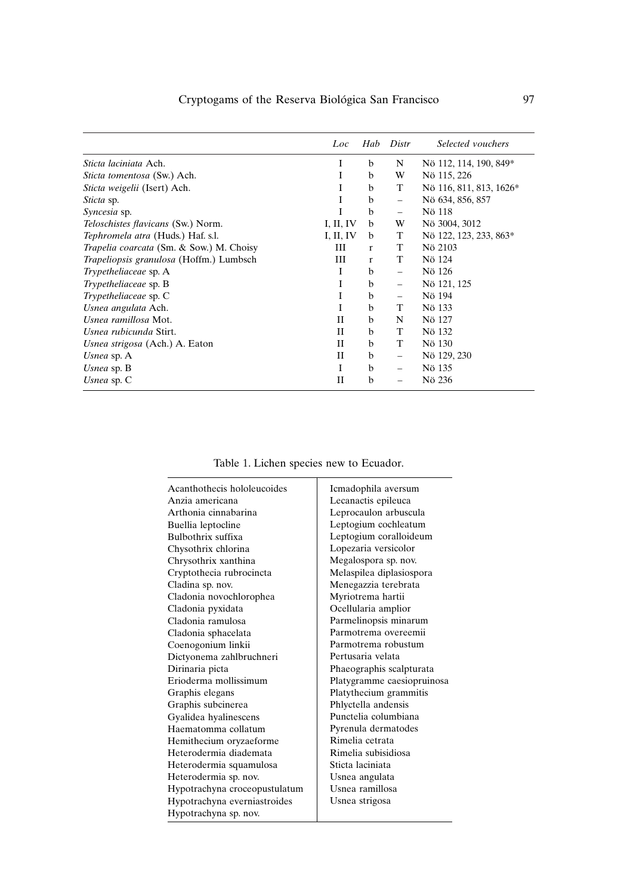| | *Loc* | *Hab* | *Distr* | *Selected vouchers* |
|---|---|---|---|---|
| *Sticta laciniata* Ach. | I | b | N | Nö 112, 114, 190, 849* |
| *Sticta tomentosa* (Sw.) Ach. | I | b | W | Nö 115, 226 |
| *Sticta weigelii* (Isert) Ach. | I | b | T | Nö 116, 811, 813, 1626* |
| *Sticta* sp. | I | b | – | Nö 634, 856, 857 |
| *Syncesia* sp. | I | b | – | Nö 118 |
| *Teloschistes flavicans* (Sw.) Norm. | I, II, IV | b | W | Nö 3004, 3012 |
| *Tephromela atra* (Huds.) Haf. s.l. | I, II, IV | b | T | Nö 122, 123, 233, 863* |
| *Trapelia coarcata* (Sm. & Sow.) M. Choisy | III | r | T | Nö 2103 |
| *Trapeliopsis granulosa* (Hoffm.) Lumbsch | III | r | T | Nö 124 |
| *Trypetheliaceae* sp. A | I | b | – | Nö 126 |
| *Trypetheliaceae* sp. B | I | b | – | Nö 121, 125 |
| *Trypetheliaceae* sp. C | I | b | – | Nö 194 |
| *Usnea angulata* Ach. | I | b | T | Nö 133 |
| *Usnea ramillosa* Mot. | II | b | N | Nö 127 |
| *Usnea rubicunda* Stirt. | II | b | T | Nö 132 |
| *Usnea strigosa* (Ach.) A. Eaton | II | b | T | Nö 130 |
| *Usnea* sp. A | II | b | – | Nö 129, 230 |
| *Usnea* sp. B | I | b | – | Nö 135 |
| *Usnea* sp. C | II | b | – | Nö 236 |

Table 1. Lichen species new to Ecuador.

| | |
|---|---|
| Acanthothecis hololeucoides | Icmadophila aversum |
| Anzia americana | Lecanactis epileuca |
| Arthonia cinnabarina | Leprocaulon arbuscula |
| Buellia leptocline | Leptogium cochleatum |
| Bulbothrix suffixa | Leptogium coralloideum |
| Chysothrix chlorina | Lopezaria versicolor |
| Chrysothrix xanthina | Megalospora sp. nov. |
| Cryptothecia rubrocincta | Melaspilea diplasiospora |
| Cladina sp. nov. | Menegazzia terebrata |
| Cladonia novochlorophea | Myriotrema hartii |
| Cladonia pyxidata | Ocellularia amplior |
| Cladonia ramulosa | Parmelinopsis minarum |
| Cladonia sphacelata | Parmotrema overeemii |
| Coenogonium linkii | Parmotrema robustum |
| Dictyonema zahlbruchneri | Pertusaria velata |
| Dirinaria picta | Phaeographis scalpturata |
| Erioderma mollissimum | Platygramme caesiopruinosa |
| Graphis elegans | Platythecium grammitis |
| Graphis subcinerea | Phlyctella andensis |
| Gyalidea hyalinescens | Punctelia columbiana |
| Haematomma collatum | Pyrenula dermatodes |
| Hemithecium oryzaeforme | Rimelia cetrata |
| Heterodermia diademata | Rimelia subisidiosa |
| Heterodermia squamulosa | Sticta laciniata |
| Heterodermia sp. nov. | Usnea angulata |
| Hypotrachyna croceopustulatum | Usnea ramillosa |
| Hypotrachyna everniastroides | Usnea strigosa |
| Hypotrachyna sp. nov. | |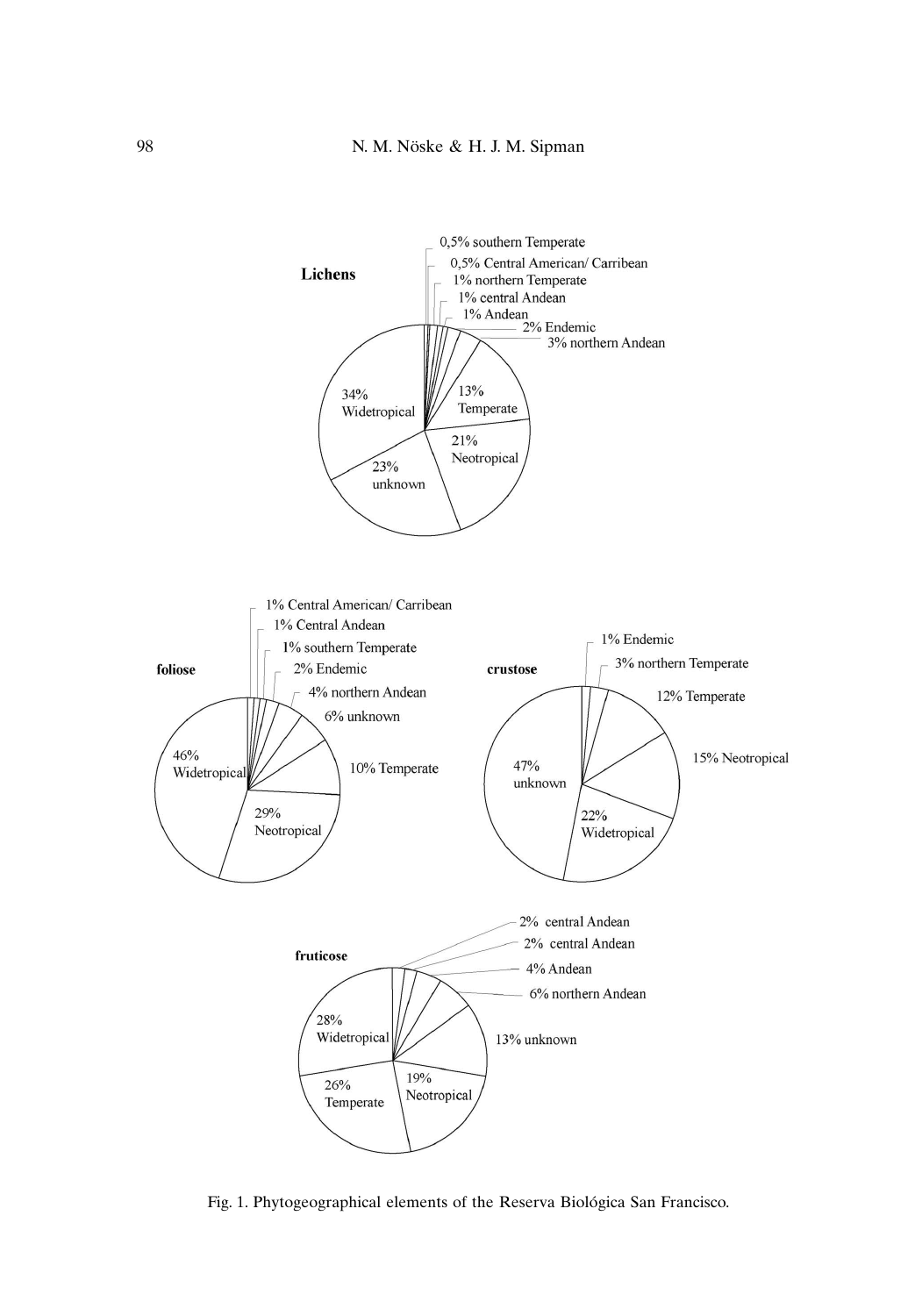**Lichens**

- 0,5% southern Temperate
- 0,5% Central American/ Carribean
- 1% northern Temperate
- 1% central Andean
- 1% Andean
- 2% Endemic
- 3% northern Andean
- 13% Temperate
- 21% Neotropical
- 23% unknown
- 34% Widetropical

**foliose**

- 1% Central American/ Carribean
- 1% Central Andean
- 1% southern Temperate
- 2% Endemic
- 4% northern Andean
- 6% unknown
- 10% Temperate
- 29% Neotropical
- 46% Widetropical

**crustose**

- 1% Endemic
- 3% northern Temperate
- 12% Temperate
- 15% Neotropical
- 22% Widetropical
- 47% unknown

**fruticose**

- 2% central Andean
- 2% central Andean
- 4% Andean
- 6% northern Andean
- 13% unknown
- 19% Neotropical
- 26% Temperate
- 28% Widetropical

Fig. 1. Phytogeographical elements of the Reserva Biológica San Francisco.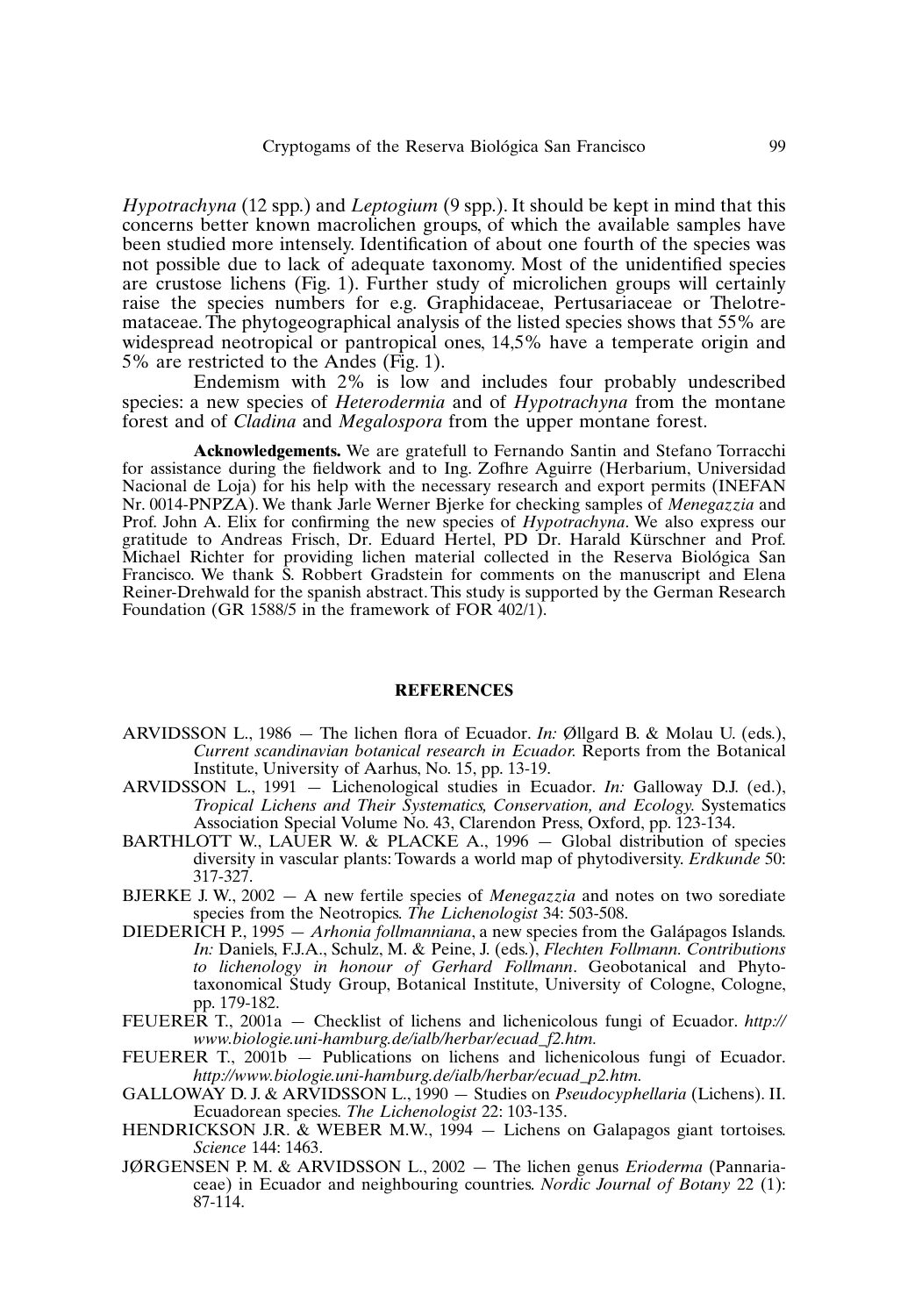*Hypotrachyna* (12 spp.) and *Leptogium* (9 spp.). It should be kept in mind that this concerns better known macrolichen groups, of which the available samples have been studied more intensely. Identification of about one fourth of the species was not possible due to lack of adequate taxonomy. Most of the unidentified species are crustose lichens (Fig. 1). Further study of microlichen groups will certainly raise the species numbers for e.g. Graphidaceae, Pertusariaceae or Thelotremataceae. The phytogeographical analysis of the listed species shows that 55% are widespread neotropical or pantropical ones, 14,5% have a temperate origin and 5% are restricted to the Andes (Fig. 1).

Endemism with 2% is low and includes four probably undescribed species: a new species of *Heterodermia* and of *Hypotrachyna* from the montane forest and of *Cladina* and *Megalospora* from the upper montane forest.

**Acknowledgements.** We are gratefull to Fernando Santin and Stefano Torracchi for assistance during the fieldwork and to Ing. Zofhre Aguirre (Herbarium, Universidad Nacional de Loja) for his help with the necessary research and export permits (INEFAN Nr. 0014-PNPZA). We thank Jarle Werner Bjerke for checking samples of *Menegazzia* and Prof. John A. Elix for confirming the new species of *Hypotrachyna*. We also express our gratitude to Andreas Frisch, Dr. Eduard Hertel, PD Dr. Harald Kürschner and Prof. Michael Richter for providing lichen material collected in the Reserva Biológica San Francisco. We thank S. Robbert Gradstein for comments on the manuscript and Elena Reiner-Drehwald for the spanish abstract. This study is supported by the German Research Foundation (GR 1588/5 in the framework of FOR 402/1).

## REFERENCES

ARVIDSSON L., 1986 — The lichen flora of Ecuador. *In:* Øllgard B. & Molau U. (eds.), *Current scandinavian botanical research in Ecuador.* Reports from the Botanical Institute, University of Aarhus, No. 15, pp. 13-19.

ARVIDSSON L., 1991 — Lichenological studies in Ecuador. *In:* Galloway D.J. (ed.), *Tropical Lichens and Their Systematics, Conservation, and Ecology.* Systematics Association Special Volume No. 43, Clarendon Press, Oxford, pp. 123-134.

BARTHLOTT W., LAUER W. & PLACKE A., 1996 — Global distribution of species diversity in vascular plants: Towards a world map of phytodiversity. *Erdkunde* 50: 317-327.

BJERKE J. W., 2002 — A new fertile species of *Menegazzia* and notes on two sorediate species from the Neotropics. *The Lichenologist* 34: 503-508.

DIEDERICH P., 1995 — *Arhonia follmanniana*, a new species from the Galápagos Islands. *In:* Daniels, F.J.A., Schulz, M. & Peine, J. (eds.), *Flechten Follmann. Contributions to lichenology in honour of Gerhard Follmann*. Geobotanical and Phytotaxonomical Study Group, Botanical Institute, University of Cologne, Cologne, pp. 179-182.

FEUERER T., 2001a — Checklist of lichens and lichenicolous fungi of Ecuador. *http://www.biologie.uni-hamburg.de/ialb/herbar/ecuad_f2.htm.*

FEUERER T., 2001b — Publications on lichens and lichenicolous fungi of Ecuador. *http://www.biologie.uni-hamburg.de/ialb/herbar/ecuad_p2.htm.*

GALLOWAY D. J. & ARVIDSSON L., 1990 — Studies on *Pseudocyphellaria* (Lichens). II. Ecuadorean species. *The Lichenologist* 22: 103-135.

HENDRICKSON J.R. & WEBER M.W., 1994 — Lichens on Galapagos giant tortoises. *Science* 144: 1463.

JØRGENSEN P. M. & ARVIDSSON L., 2002 — The lichen genus *Erioderma* (Pannariaceae) in Ecuador and neighbouring countries. *Nordic Journal of Botany* 22 (1): 87-114.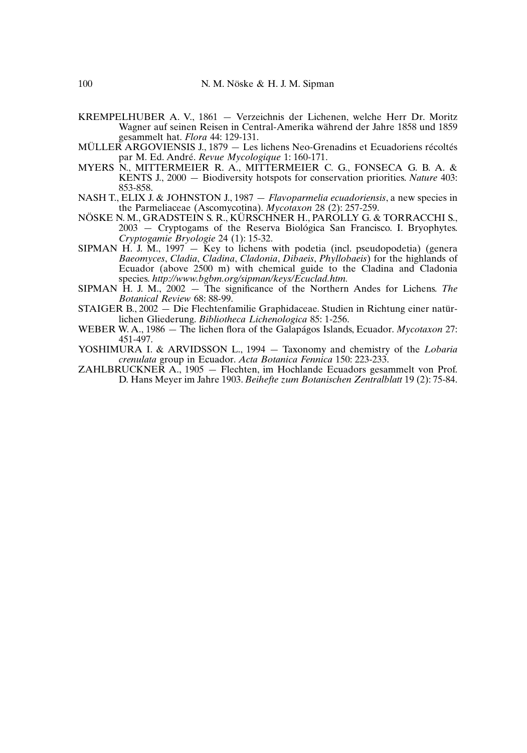KREMPELHUBER A. V., 1861 — Verzeichnis der Lichenen, welche Herr Dr. Moritz Wagner auf seinen Reisen in Central-Amerika während der Jahre 1858 und 1859 gesammelt hat. *Flora* 44: 129-131.

MÜLLER ARGOVIENSIS J., 1879 — Les lichens Neo-Grenadins et Ecuadoriens récoltés par M. Ed. André. *Revue Mycologique* 1: 160-171.

MYERS N., MITTERMEIER R. A., MITTERMEIER C. G., FONSECA G. B. A. & KENTS J., 2000 — Biodiversity hotspots for conservation priorities. *Nature* 403: 853-858.

NASH T., ELIX J. & JOHNSTON J., 1987 — *Flavoparmelia ecuadoriensis*, a new species in the Parmeliaceae (Ascomycotina). *Mycotaxon* 28 (2): 257-259.

NÖSKE N. M., GRADSTEIN S. R., KÜRSCHNER H., PAROLLY G. & TORRACCHI S., 2003 — Cryptogams of the Reserva Biológica San Francisco. I. Bryophytes. *Cryptogamie Bryologie* 24 (1): 15-32.

SIPMAN H. J. M., 1997 — Key to lichens with podetia (incl. pseudopodetia) (genera *Baeomyces*, *Cladia*, *Cladina*, *Cladonia*, *Dibaeis*, *Phyllobaeis*) for the highlands of Ecuador (above 2500 m) with chemical guide to the Cladina and Cladonia species. *http://www.bgbm.org/sipman/keys/Ecuclad.htm.*

SIPMAN H. J. M., 2002 — The significance of the Northern Andes for Lichens. *The Botanical Review* 68: 88-99.

STAIGER B., 2002 — Die Flechtenfamilie Graphidaceae. Studien in Richtung einer natürlichen Gliederung. *Bibliotheca Lichenologica* 85: 1-256.

WEBER W. A., 1986 — The lichen flora of the Galapágos Islands, Ecuador. *Mycotaxon* 27: 451-497.

YOSHIMURA I. & ARVIDSSON L., 1994 — Taxonomy and chemistry of the *Lobaria crenulata* group in Ecuador. *Acta Botanica Fennica* 150: 223-233.

ZAHLBRUCKNER A., 1905 — Flechten, im Hochlande Ecuadors gesammelt von Prof. D. Hans Meyer im Jahre 1903. *Beihefte zum Botanischen Zentralblatt* 19 (2): 75-84.